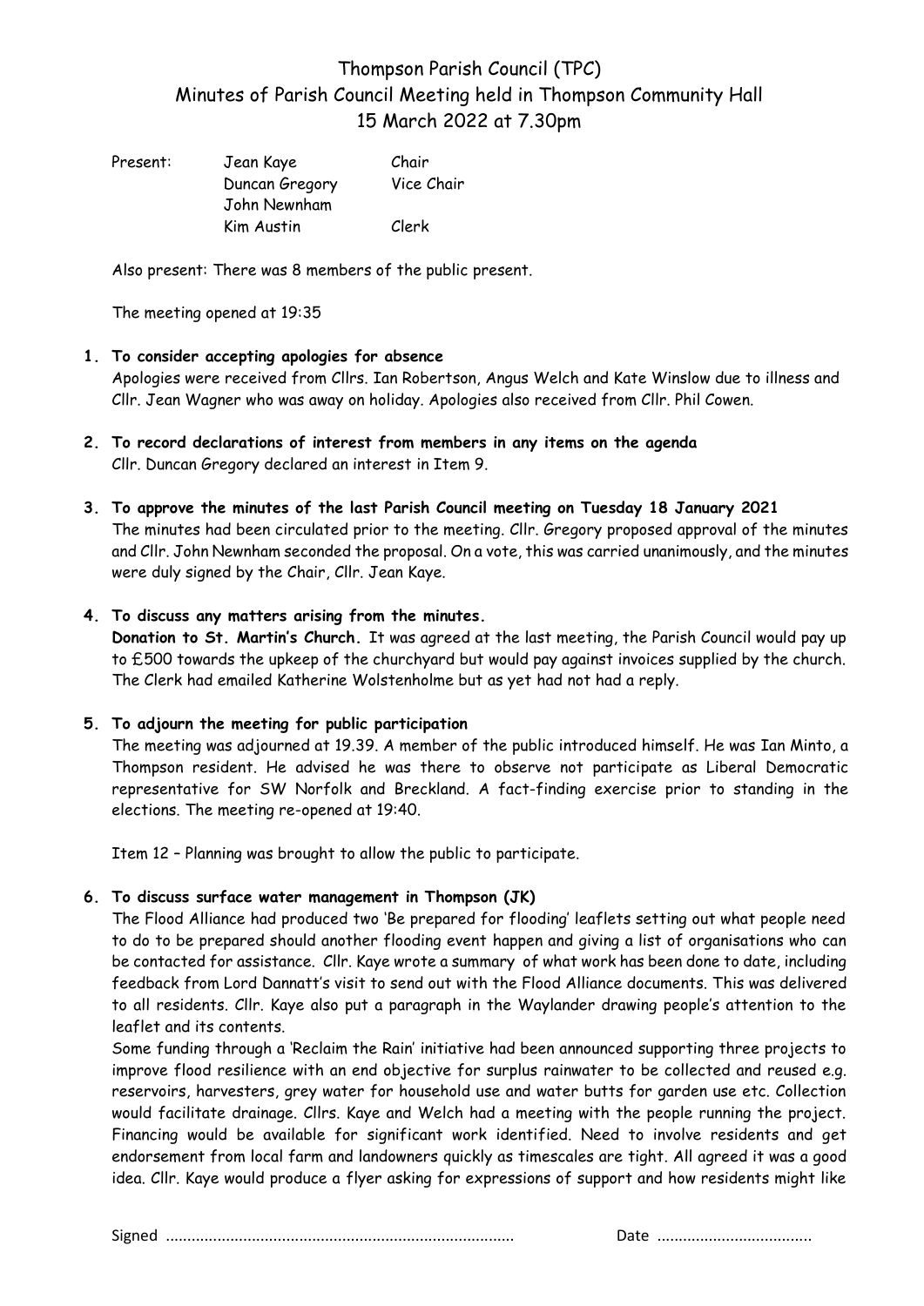# Thompson Parish Council (TPC)
## Minutes of Parish Council Meeting held in Thompson Community Hall
## 15 March 2022 at 7.30pm

| Present: | Jean Kaye | Chair |
|---|---|---|
| | Duncan Gregory | Vice Chair |
| | John Newnham | |
| | Kim Austin | Clerk |

Also present: There was 8 members of the public present.

The meeting opened at 19:35

1. **To consider accepting apologies for absence**
   Apologies were received from Cllrs. Ian Robertson, Angus Welch and Kate Winslow due to illness and Cllr. Jean Wagner who was away on holiday. Apologies also received from Cllr. Phil Cowen.

2. **To record declarations of interest from members in any items on the agenda**
   Cllr. Duncan Gregory declared an interest in Item 9.

3. **To approve the minutes of the last Parish Council meeting on Tuesday 18 January 2021**
   The minutes had been circulated prior to the meeting. Cllr. Gregory proposed approval of the minutes and Cllr. John Newnham seconded the proposal. On a vote, this was carried unanimously, and the minutes were duly signed by the Chair, Cllr. Jean Kaye.

4. **To discuss any matters arising from the minutes.**
   **Donation to St. Martin's Church.** It was agreed at the last meeting, the Parish Council would pay up to £500 towards the upkeep of the churchyard but would pay against invoices supplied by the church. The Clerk had emailed Katherine Wolstenholme but as yet had not had a reply.

5. **To adjourn the meeting for public participation**
   The meeting was adjourned at 19.39. A member of the public introduced himself. He was Ian Minto, a Thompson resident. He advised he was there to observe not participate as Liberal Democratic representative for SW Norfolk and Breckland. A fact-finding exercise prior to standing in the elections. The meeting re-opened at 19:40.

   Item 12 – Planning was brought to allow the public to participate.

6. **To discuss surface water management in Thompson (JK)**
   The Flood Alliance had produced two 'Be prepared for flooding' leaflets setting out what people need to do to be prepared should another flooding event happen and giving a list of organisations who can be contacted for assistance. Cllr. Kaye wrote a summary of what work has been done to date, including feedback from Lord Dannatt's visit to send out with the Flood Alliance documents. This was delivered to all residents. Cllr. Kaye also put a paragraph in the Waylander drawing people's attention to the leaflet and its contents.

   Some funding through a 'Reclaim the Rain' initiative had been announced supporting three projects to improve flood resilience with an end objective for surplus rainwater to be collected and reused e.g. reservoirs, harvesters, grey water for household use and water butts for garden use etc. Collection would facilitate drainage. Cllrs. Kaye and Welch had a meeting with the people running the project. Financing would be available for significant work identified. Need to involve residents and get endorsement from local farm and landowners quickly as timescales are tight. All agreed it was a good idea. Cllr. Kaye would produce a flyer asking for expressions of support and how residents might like

Signed ................................................................................ Date ...................................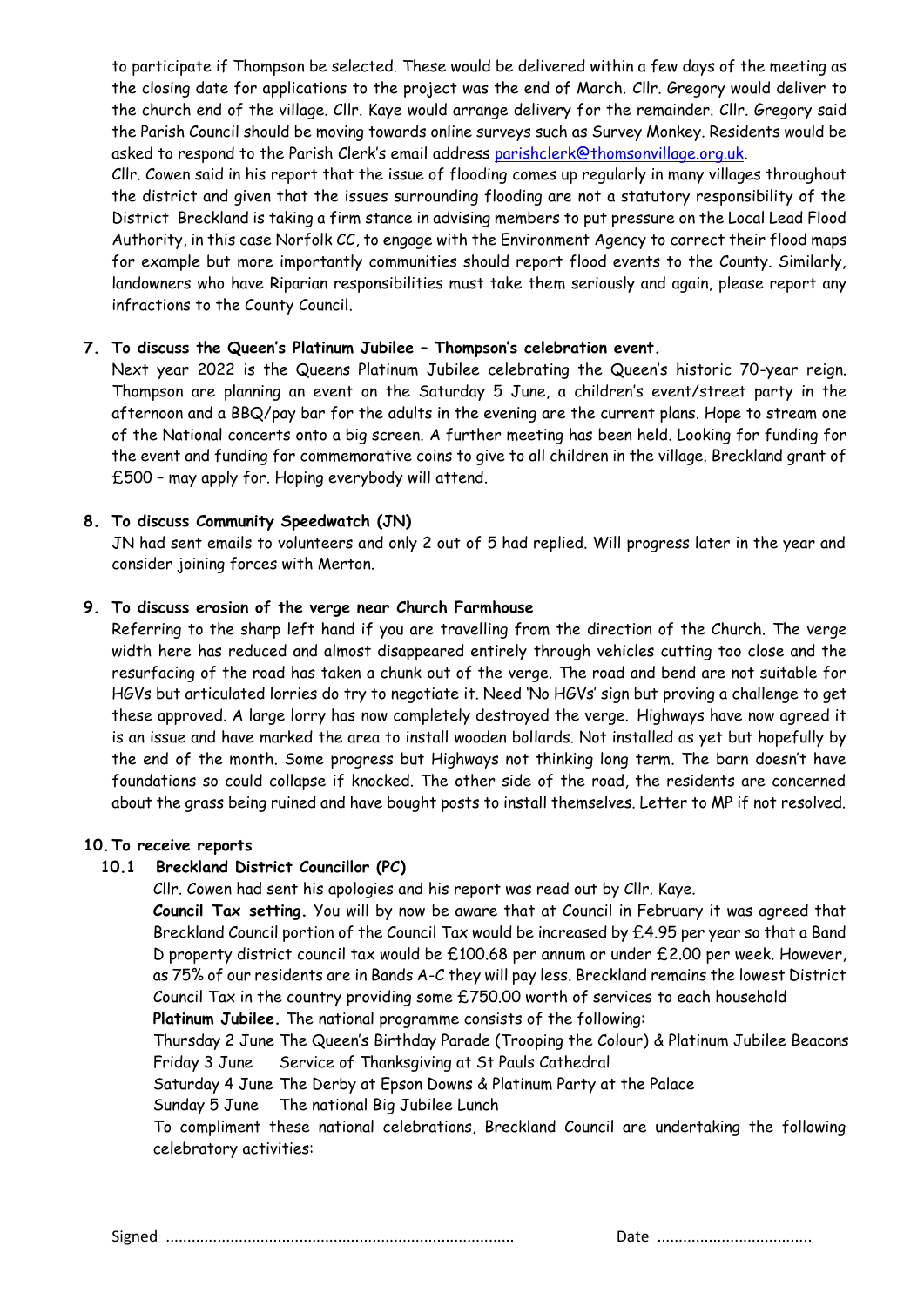to participate if Thompson be selected. These would be delivered within a few days of the meeting as the closing date for applications to the project was the end of March. Cllr. Gregory would deliver to the church end of the village. Cllr. Kaye would arrange delivery for the remainder. Cllr. Gregory said the Parish Council should be moving towards online surveys such as Survey Monkey. Residents would be asked to respond to the Parish Clerk's email address parishclerk@thomsonvillage.org.uk.

Cllr. Cowen said in his report that the issue of flooding comes up regularly in many villages throughout the district and given that the issues surrounding flooding are not a statutory responsibility of the District Breckland is taking a firm stance in advising members to put pressure on the Local Lead Flood Authority, in this case Norfolk CC, to engage with the Environment Agency to correct their flood maps for example but more importantly communities should report flood events to the County. Similarly, landowners who have Riparian responsibilities must take them seriously and again, please report any infractions to the County Council.

**7. To discuss the Queen's Platinum Jubilee – Thompson's celebration event.**

Next year 2022 is the Queens Platinum Jubilee celebrating the Queen's historic 70-year reign. Thompson are planning an event on the Saturday 5 June, a children's event/street party in the afternoon and a BBQ/pay bar for the adults in the evening are the current plans. Hope to stream one of the National concerts onto a big screen. A further meeting has been held. Looking for funding for the event and funding for commemorative coins to give to all children in the village. Breckland grant of £500 – may apply for. Hoping everybody will attend.

**8. To discuss Community Speedwatch (JN)**

JN had sent emails to volunteers and only 2 out of 5 had replied. Will progress later in the year and consider joining forces with Merton.

**9. To discuss erosion of the verge near Church Farmhouse**

Referring to the sharp left hand if you are travelling from the direction of the Church. The verge width here has reduced and almost disappeared entirely through vehicles cutting too close and the resurfacing of the road has taken a chunk out of the verge. The road and bend are not suitable for HGVs but articulated lorries do try to negotiate it. Need 'No HGVs' sign but proving a challenge to get these approved. A large lorry has now completely destroyed the verge. Highways have now agreed it is an issue and have marked the area to install wooden bollards. Not installed as yet but hopefully by the end of the month. Some progress but Highways not thinking long term. The barn doesn't have foundations so could collapse if knocked. The other side of the road, the residents are concerned about the grass being ruined and have bought posts to install themselves. Letter to MP if not resolved.

**10. To receive reports**

**10.1 Breckland District Councillor (PC)**

Cllr. Cowen had sent his apologies and his report was read out by Cllr. Kaye.

**Council Tax setting.** You will by now be aware that at Council in February it was agreed that Breckland Council portion of the Council Tax would be increased by £4.95 per year so that a Band D property district council tax would be £100.68 per annum or under £2.00 per week. However, as 75% of our residents are in Bands A-C they will pay less. Breckland remains the lowest District Council Tax in the country providing some £750.00 worth of services to each household

**Platinum Jubilee.** The national programme consists of the following:

Thursday 2 June The Queen's Birthday Parade (Trooping the Colour) & Platinum Jubilee Beacons
Friday 3 June Service of Thanksgiving at St Pauls Cathedral
Saturday 4 June The Derby at Epson Downs & Platinum Party at the Palace
Sunday 5 June The national Big Jubilee Lunch

To compliment these national celebrations, Breckland Council are undertaking the following celebratory activities:

Signed ................................................................................ Date ....................................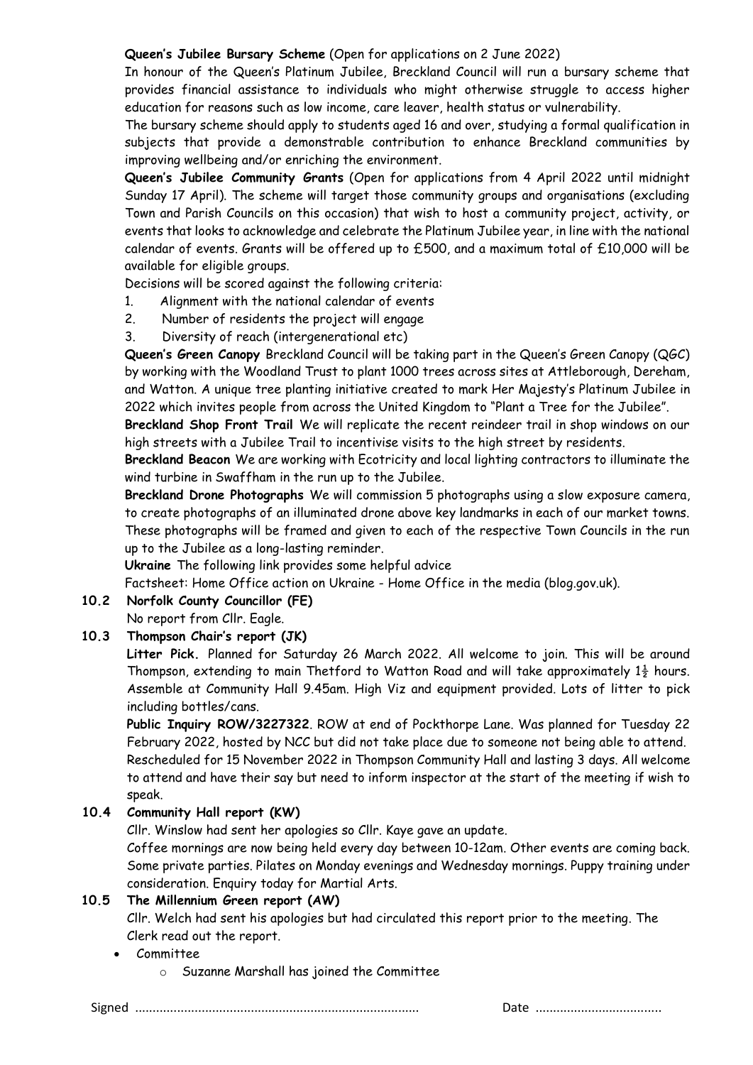**Queen's Jubilee Bursary Scheme** (Open for applications on 2 June 2022)

In honour of the Queen's Platinum Jubilee, Breckland Council will run a bursary scheme that provides financial assistance to individuals who might otherwise struggle to access higher education for reasons such as low income, care leaver, health status or vulnerability.

The bursary scheme should apply to students aged 16 and over, studying a formal qualification in subjects that provide a demonstrable contribution to enhance Breckland communities by improving wellbeing and/or enriching the environment.

**Queen's Jubilee Community Grants** (Open for applications from 4 April 2022 until midnight Sunday 17 April). The scheme will target those community groups and organisations (excluding Town and Parish Councils on this occasion) that wish to host a community project, activity, or events that looks to acknowledge and celebrate the Platinum Jubilee year, in line with the national calendar of events. Grants will be offered up to £500, and a maximum total of £10,000 will be available for eligible groups.

Decisions will be scored against the following criteria:

1. Alignment with the national calendar of events
2. Number of residents the project will engage
3. Diversity of reach (intergenerational etc)

**Queen's Green Canopy** Breckland Council will be taking part in the Queen's Green Canopy (QGC) by working with the Woodland Trust to plant 1000 trees across sites at Attleborough, Dereham, and Watton. A unique tree planting initiative created to mark Her Majesty's Platinum Jubilee in 2022 which invites people from across the United Kingdom to "Plant a Tree for the Jubilee".

**Breckland Shop Front Trail** We will replicate the recent reindeer trail in shop windows on our high streets with a Jubilee Trail to incentivise visits to the high street by residents.

**Breckland Beacon** We are working with Ecotricity and local lighting contractors to illuminate the wind turbine in Swaffham in the run up to the Jubilee.

**Breckland Drone Photographs** We will commission 5 photographs using a slow exposure camera, to create photographs of an illuminated drone above key landmarks in each of our market towns. These photographs will be framed and given to each of the respective Town Councils in the run up to the Jubilee as a long-lasting reminder.

**Ukraine** The following link provides some helpful advice

Factsheet: Home Office action on Ukraine - Home Office in the media (blog.gov.uk).

**10.2 Norfolk County Councillor (FE)**

No report from Cllr. Eagle.

**10.3 Thompson Chair's report (JK)**

**Litter Pick.** Planned for Saturday 26 March 2022. All welcome to join. This will be around Thompson, extending to main Thetford to Watton Road and will take approximately 1½ hours. Assemble at Community Hall 9.45am. High Viz and equipment provided. Lots of litter to pick including bottles/cans.

**Public Inquiry ROW/3227322**. ROW at end of Pockthorpe Lane. Was planned for Tuesday 22 February 2022, hosted by NCC but did not take place due to someone not being able to attend. Rescheduled for 15 November 2022 in Thompson Community Hall and lasting 3 days. All welcome to attend and have their say but need to inform inspector at the start of the meeting if wish to speak.

**10.4 Community Hall report (KW)**

Cllr. Winslow had sent her apologies so Cllr. Kaye gave an update.

Coffee mornings are now being held every day between 10-12am. Other events are coming back. Some private parties. Pilates on Monday evenings and Wednesday mornings. Puppy training under consideration. Enquiry today for Martial Arts.

**10.5 The Millennium Green report (AW)**

Cllr. Welch had sent his apologies but had circulated this report prior to the meeting. The Clerk read out the report.

- Committee
  - Suzanne Marshall has joined the Committee

Signed ................................................................................ Date ...................................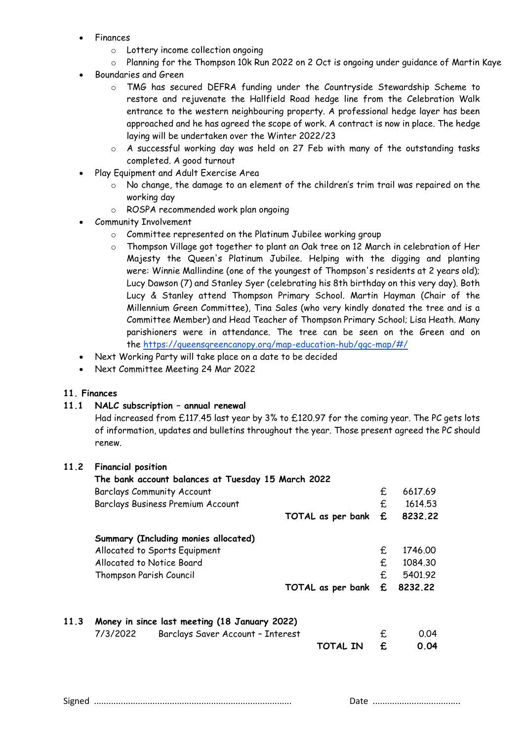- Finances
    - Lottery income collection ongoing
    - Planning for the Thompson 10k Run 2022 on 2 Oct is ongoing under guidance of Martin Kaye
- Boundaries and Green
    - TMG has secured DEFRA funding under the Countryside Stewardship Scheme to restore and rejuvenate the Hallfield Road hedge line from the Celebration Walk entrance to the western neighbouring property. A professional hedge layer has been approached and he has agreed the scope of work. A contract is now in place. The hedge laying will be undertaken over the Winter 2022/23
    - A successful working day was held on 27 Feb with many of the outstanding tasks completed. A good turnout
- Play Equipment and Adult Exercise Area
    - No change, the damage to an element of the children's trim trail was repaired on the working day
    - ROSPA recommended work plan ongoing
- Community Involvement
    - Committee represented on the Platinum Jubilee working group
    - Thompson Village got together to plant an Oak tree on 12 March in celebration of Her Majesty the Queen's Platinum Jubilee. Helping with the digging and planting were: Winnie Mallindine (one of the youngest of Thompson's residents at 2 years old); Lucy Dawson (7) and Stanley Syer (celebrating his 8th birthday on this very day). Both Lucy & Stanley attend Thompson Primary School. Martin Hayman (Chair of the Millennium Green Committee), Tina Sales (who very kindly donated the tree and is a Committee Member) and Head Teacher of Thompson Primary School; Lisa Heath. Many parishioners were in attendance. The tree can be seen on the Green and on the https://queensgreencanopy.org/map-education-hub/qgc-map/#/
- Next Working Party will take place on a date to be decided
- Next Committee Meeting 24 Mar 2022

## 11. Finances

### 11.1 NALC subscription – annual renewal

Had increased from £117.45 last year by 3% to £120.97 for the coming year. The PC gets lots of information, updates and bulletins throughout the year. Those present agreed the PC should renew.

### 11.2 Financial position

**The bank account balances at Tuesday 15 March 2022**

| | | | |
|---|---|---|---|
| Barclays Community Account | | £ | 6617.69 |
| Barclays Business Premium Account | | £ | 1614.53 |
| | **TOTAL as per bank** | **£** | **8232.22** |

**Summary (Including monies allocated)**

| | | | |
|---|---|---|---|
| Allocated to Sports Equipment | | £ | 1746.00 |
| Allocated to Notice Board | | £ | 1084.30 |
| Thompson Parish Council | | £ | 5401.92 |
| | **TOTAL as per bank** | **£** | **8232.22** |

### 11.3 Money in since last meeting (18 January 2022)

| | | | | |
|---|---|---|---|---|
| 7/3/2022 | Barclays Saver Account – Interest | | £ | 0.04 |
| | | **TOTAL IN** | **£** | **0.04** |

Signed ............................................................................... Date ...................................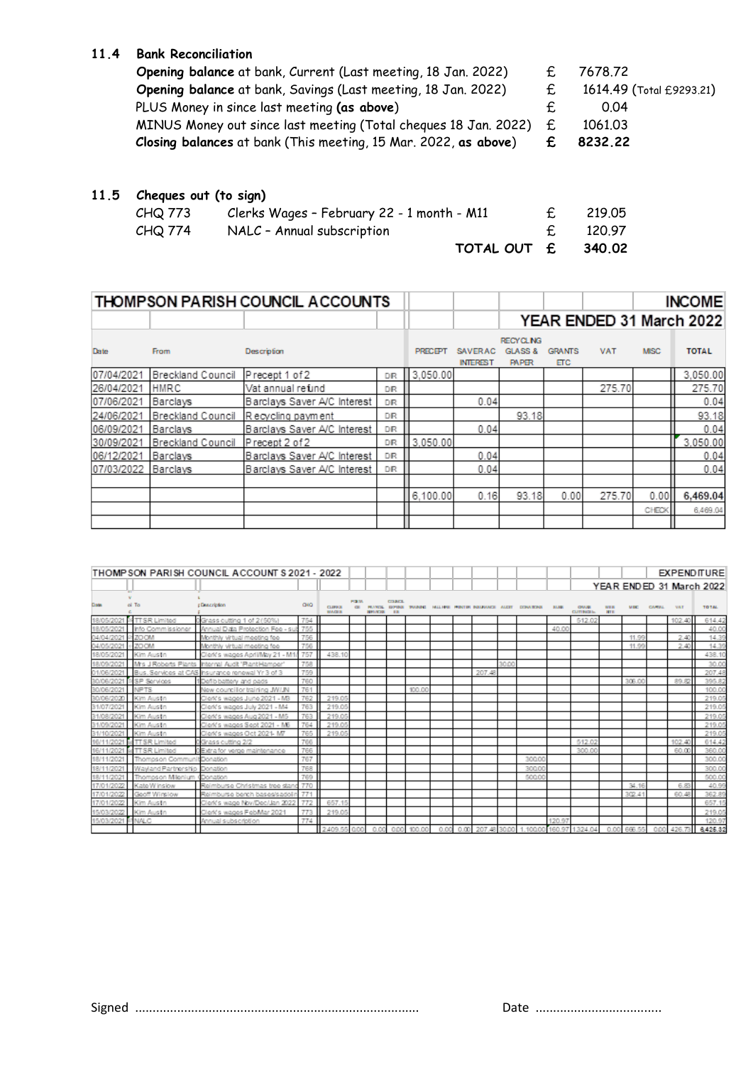### 11.4 Bank Reconciliation

| | | |
|---|---|---|
| **Opening balance** at bank, Current (Last meeting, 18 Jan. 2022) | £ | 7678.72 |
| **Opening balance** at bank, Savings (Last meeting, 18 Jan. 2022) | £ | 1614.49 (Total £9293.21) |
| PLUS Money in since last meeting **(as above)** | £ | 0.04 |
| MINUS Money out since last meeting (Total cheques 18 Jan. 2022) | £ | 1061.03 |
| **Closing balances** at bank (This meeting, 15 Mar. 2022, **as above**) | **£** | **8232.22** |

### 11.5 Cheques out (to sign)

| | | | |
|---|---|---|---|
| CHQ 773 | Clerks Wages – February 22 - 1 month - M11 | £ | 219.05 |
| CHQ 774 | NALC – Annual subscription | £ | 120.97 |
| | **TOTAL OUT** | **£** | **340.02** |

**THOMPSON PARISH COUNCIL ACCOUNTS — INCOME — YEAR ENDED 31 March 2022**

| Date | From | Description | | PRECEPT | SAVER AC INTEREST | RECYCLING GLASS & PAPER | GRANTS ETC | VAT | MISC | TOTAL |
|---|---|---|---|---|---|---|---|---|---|---|
| 07/04/2021 | Breckland Council | Precept 1 of 2 | DR | 3,050.00 | | | | | | 3,050.00 |
| 26/04/2021 | HMRC | Vat annual refund | DR | | | | | 275.70 | | 275.70 |
| 07/06/2021 | Barclays | Barclays Saver A/C Interest | DR | | 0.04 | | | | | 0.04 |
| 24/06/2021 | Breckland Council | Recycling payment | DR | | | 93.18 | | | | 93.18 |
| 06/09/2021 | Barclays | Barclays Saver A/C Interest | DR | | 0.04 | | | | | 0.04 |
| 30/09/2021 | Breckland Council | Precept 2 of 2 | DR | 3,050.00 | | | | | | 3,050.00 |
| 06/12/2021 | Barclays | Barclays Saver A/C Interest | DR | | 0.04 | | | | | 0.04 |
| 07/03/2022 | Barclays | Barclays Saver A/C Interest | DR | | 0.04 | | | | | 0.04 |
| | | | | 6,100.00 | 0.16 | 93.18 | 0.00 | 275.70 | 0.00 | **6,469.04** |
| | | | | | | | | | CHECK | 6,469.04 |

**THOMPSON PARISH COUNCIL ACCOUNTS 2021 - 2022 — EXPENDITURE — YEAR ENDED 31 March 2022**

| Date | To | Description | CHQ | CLERKS WAGES | PENSION | PAYROLL SERVICES | COUNCIL EXPENSES | TRAINING | HALL HIRE | PRINTER | INSURANCE | AUDIT | DONATIONS | SUBS | GRASS CUTTINGS | SEED SITE | MISC | CAPITAL | VAT | TOTAL |
|---|---|---|---|---|---|---|---|---|---|---|---|---|---|---|---|---|---|---|---|---|
| 18/05/2021 | TTSR Limited | Grass cutting 1 of 2 (50%) | 754 | | | | | | | | | | | | 512.02 | | | | 102.40 | 614.42 |
| 18/05/2021 | Info Commissioner | Annual Data Protection Fee - sub | 755 | | | | | | | | | | | 40.00 | | | | | | 40.00 |
| 04/04/2021 | ZOOM | Monthly virtual meeting fee | 756 | | | | | | | | | | | | | | 11.99 | | 2.40 | 14.39 |
| 04/05/2021 | ZOOM | Monthly virtual meeting fee | 756 | | | | | | | | | | | | | | 11.99 | | 2.40 | 14.39 |
| 18/05/2021 | Kim Austin | Clerk's wages April/May 21 - M1/ | 757 | 438.10 | | | | | | | | | | | | | | | | 438.10 |
| 18/09/2021 | Mrs J Roberts Plants | Internal Audit "Plant Hamper" | 758 | | | | | | | | | 30.00 | | | | | | | | 30.00 |
| 01/06/2021 | Bus. Services at CAS | Insurance renewal Yr 3 of 3 | 759 | | | | | | | | 207.48 | | | | | | | | | 207.48 |
| 30/06/2021 | SP Services | Defib battery and pads | 760 | | | | | | | | | | | | | | 306.00 | | 89.82 | 395.82 |
| 30/06/2021 | NPTS | New councillor training JW/JN | 761 | | | | | 100.00 | | | | | | | | | | | | 100.00 |
| 30/06/2020 | Kim Austin | Clerk's wages June 2021 - M3 | 762 | 219.05 | | | | | | | | | | | | | | | | 219.05 |
| 31/07/2021 | Kim Austin | Clerk's wages July 2021 - M4 | 763 | 219.05 | | | | | | | | | | | | | | | | 219.05 |
| 31/08/2021 | Kim Austin | Clerk's wages Aug 2021 - M5 | 763 | 219.05 | | | | | | | | | | | | | | | | 219.05 |
| 31/09/2021 | Kim Austin | Clerk's wages Sept 2021 - M6 | 764 | 219.05 | | | | | | | | | | | | | | | | 219.05 |
| 31/10/2021 | Kim Austin | Clerk's wages Oct 2021- M7 | 765 | 219.05 | | | | | | | | | | | | | | | | 219.05 |
| 16/11/2021 | TTSR Limited | Grass cutting 2/2 | 766 | | | | | | | | | | | | 512.02 | | | | 102.40 | 614.42 |
| 16/11/2021 | TTSR Limited | Extra for verge maintenance | 766 | | | | | | | | | | | | 300.00 | | | | 60.00 | 360.00 |
| 18/11/2021 | Thompson Communit | Donation | 767 | | | | | | | | | | 300.00 | | | | | | | 300.00 |
| 18/11/2021 | Wayland Partnership | Donation | 768 | | | | | | | | | | 300.00 | | | | | | | 300.00 |
| 18/11/2021 | Thompson Millenium | Donation | 769 | | | | | | | | | | 500.00 | | | | | | | 500.00 |
| 17/01/2022 | Kate Winslow | Reimburse Christmas tree stand | 770 | | | | | | | | | | | | | | 34.16 | | 6.83 | 40.99 |
| 17/01/2022 | Geoff Winslow | Reimburse bench bases/paddling | 771 | | | | | | | | | | | | | | 302.41 | | 60.48 | 362.89 |
| 17/01/2022 | Kim Austin | Clerk's wage Nov/Dec/Jan 2022 | 772 | 657.15 | | | | | | | | | | | | | | | | 657.15 |
| 15/03/2022 | Kim Austin | Clerk's wages Feb/Mar 2021 | 773 | 219.05 | | | | | | | | | | | | | | | | 219.05 |
| 15/03/2021 | NALC | Annual subscription | 774 | | | | | | | | | | | 120.97 | | | | | | 120.97 |
| | | | | 2,409.55 | 0.00 | 0.00 | 0.00 | 100.00 | 0.00 | 0.00 | 207.48 | 30.00 | 1,100.00 | 160.97 | 1,324.04 | 0.00 | 666.55 | 0.00 | 426.73 | 6,425.32 |

Signed ................................................................................ Date ...................................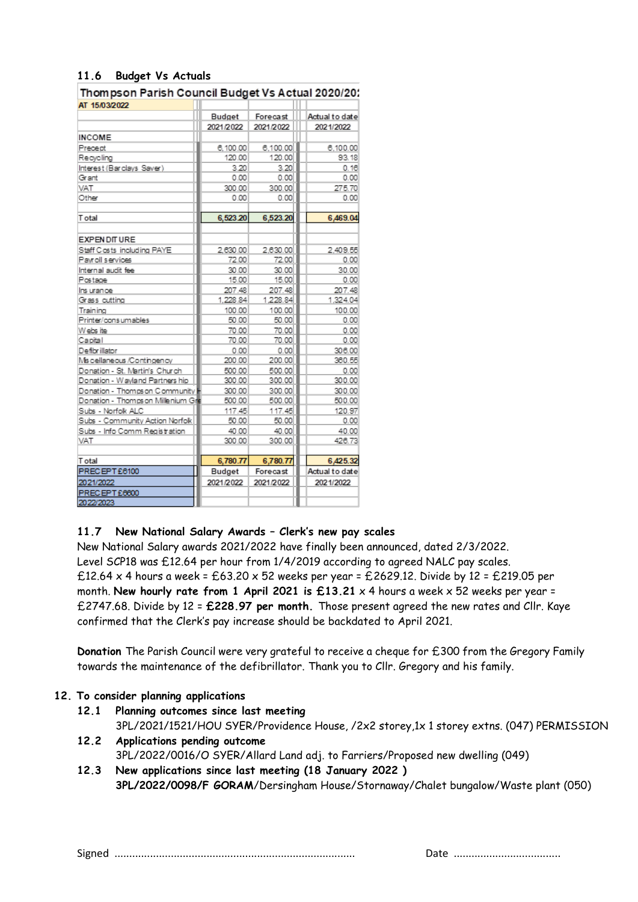### 11.6 Budget Vs Actuals

| Thompson Parish Council Budget Vs Actual 2020/202 | | | |
|---|---|---|---|
| AT 15/03/2022 | | | |
| | Budget | Forecast | Actual to date |
| | 2021/2022 | 2021/2022 | 2021/2022 |
| **INCOME** | | | |
| Precept | 6,100.00 | 6,100.00 | 6,100.00 |
| Recycling | 120.00 | 120.00 | 93.18 |
| Interest (Barclays Saver) | 3.20 | 3.20 | 0.16 |
| Grant | 0.00 | 0.00 | 0.00 |
| VAT | 300.00 | 300.00 | 275.70 |
| Other | 0.00 | 0.00 | 0.00 |
| | | | |
| Total | 6,523.20 | 6,523.20 | 6,469.04 |
| | | | |
| **EXPENDITURE** | | | |
| Staff Costs including PAYE | 2,630.00 | 2,630.00 | 2,409.55 |
| Payroll services | 72.00 | 72.00 | 0.00 |
| Internal audit fee | 30.00 | 30.00 | 30.00 |
| Postage | 15.00 | 15.00 | 0.00 |
| Insurance | 207.48 | 207.48 | 207.48 |
| Grass cutting | 1,228.84 | 1,228.84 | 1,324.04 |
| Training | 100.00 | 100.00 | 100.00 |
| Printer/consumables | 50.00 | 50.00 | 0.00 |
| Website | 70.00 | 70.00 | 0.00 |
| Capital | 70.00 | 70.00 | 0.00 |
| Defibrillator | 0.00 | 0.00 | 306.00 |
| Miscellaneous /Contingency | 200.00 | 200.00 | 360.55 |
| Donation - St. Martin's Church | 500.00 | 500.00 | 0.00 |
| Donation - Wayland Partnership | 300.00 | 300.00 | 300.00 |
| Donation - Thompson Community H | 300.00 | 300.00 | 300.00 |
| Donation - Thompson Millenium Gre | 500.00 | 500.00 | 500.00 |
| Subs - Norfolk ALC | 117.45 | 117.45 | 120.97 |
| Subs - Community Action Norfolk | 50.00 | 50.00 | 0.00 |
| Subs - Info Comm Registration | 40.00 | 40.00 | 40.00 |
| VAT | 300.00 | 300.00 | 426.73 |
| | | | |
| Total | 6,780.77 | 6,780.77 | 6,425.32 |
| PRECEPT £6100 | Budget | Forecast | Actual to date |
| 2021/2022 | 2021/2022 | 2021/2022 | 2021/2022 |
| PRECEPT £6600 | | | |
| 2022/2023 | | | |

### 11.7 New National Salary Awards – Clerk's new pay scales

New National Salary awards 2021/2022 have finally been announced, dated 2/3/2022. Level SCP18 was £12.64 per hour from 1/4/2019 according to agreed NALC pay scales. £12.64 x 4 hours a week = £63.20 x 52 weeks per year = £2629.12. Divide by 12 = £219.05 per month. **New hourly rate from 1 April 2021 is £13.21** x 4 hours a week x 52 weeks per year = £2747.68. Divide by 12 = **£228.97 per month.** Those present agreed the new rates and Cllr. Kaye confirmed that the Clerk's pay increase should be backdated to April 2021.

**Donation** The Parish Council were very grateful to receive a cheque for £300 from the Gregory Family towards the maintenance of the defibrillator. Thank you to Cllr. Gregory and his family.

## 12. To consider planning applications

### 12.1 Planning outcomes since last meeting

3PL/2021/1521/HOU SYER/Providence House, /2x2 storey,1x 1 storey extns. (047) PERMISSION

### 12.2 Applications pending outcome

3PL/2022/0016/O SYER/Allard Land adj. to Farriers/Proposed new dwelling (049)

### 12.3 New applications since last meeting (18 January 2022 )

**3PL/2022/0098/F GORAM**/Dersingham House/Stornaway/Chalet bungalow/Waste plant (050)

Signed ................................................................................ Date ...................................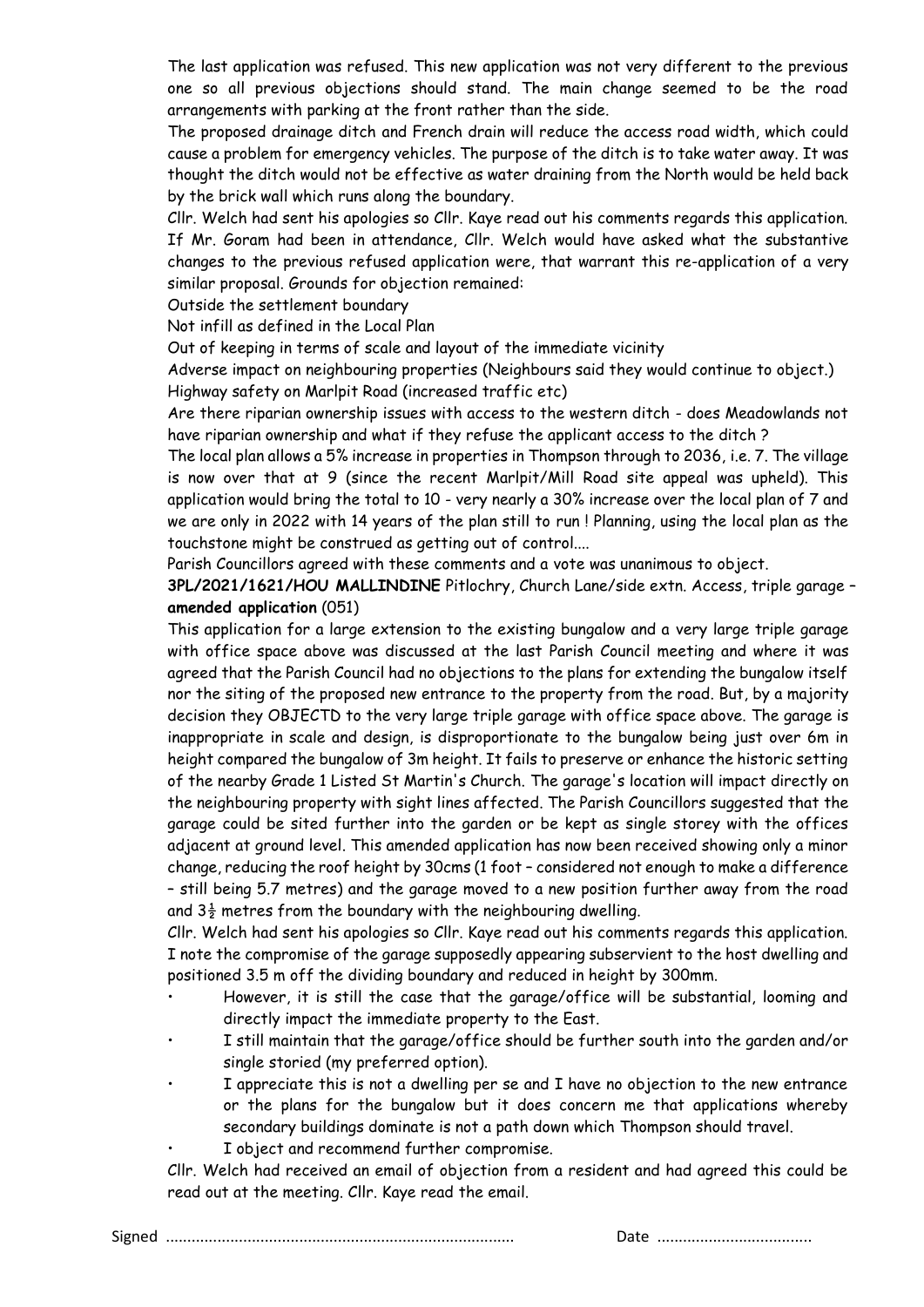The last application was refused. This new application was not very different to the previous one so all previous objections should stand. The main change seemed to be the road arrangements with parking at the front rather than the side.

The proposed drainage ditch and French drain will reduce the access road width, which could cause a problem for emergency vehicles. The purpose of the ditch is to take water away. It was thought the ditch would not be effective as water draining from the North would be held back by the brick wall which runs along the boundary.

Cllr. Welch had sent his apologies so Cllr. Kaye read out his comments regards this application. If Mr. Goram had been in attendance, Cllr. Welch would have asked what the substantive changes to the previous refused application were, that warrant this re-application of a very similar proposal. Grounds for objection remained:

Outside the settlement boundary

Not infill as defined in the Local Plan

Out of keeping in terms of scale and layout of the immediate vicinity

Adverse impact on neighbouring properties (Neighbours said they would continue to object.)

Highway safety on Marlpit Road (increased traffic etc)

Are there riparian ownership issues with access to the western ditch - does Meadowlands not have riparian ownership and what if they refuse the applicant access to the ditch ?

The local plan allows a 5% increase in properties in Thompson through to 2036, i.e. 7. The village is now over that at 9 (since the recent Marlpit/Mill Road site appeal was upheld). This application would bring the total to 10 - very nearly a 30% increase over the local plan of 7 and we are only in 2022 with 14 years of the plan still to run ! Planning, using the local plan as the touchstone might be construed as getting out of control....

Parish Councillors agreed with these comments and a vote was unanimous to object.

**3PL/2021/1621/HOU MALLINDINE** Pitlochry, Church Lane/side extn. Access, triple garage – **amended application** (051)

This application for a large extension to the existing bungalow and a very large triple garage with office space above was discussed at the last Parish Council meeting and where it was agreed that the Parish Council had no objections to the plans for extending the bungalow itself nor the siting of the proposed new entrance to the property from the road. But, by a majority decision they OBJECTD to the very large triple garage with office space above. The garage is inappropriate in scale and design, is disproportionate to the bungalow being just over 6m in height compared the bungalow of 3m height. It fails to preserve or enhance the historic setting of the nearby Grade 1 Listed St Martin's Church. The garage's location will impact directly on the neighbouring property with sight lines affected. The Parish Councillors suggested that the garage could be sited further into the garden or be kept as single storey with the offices adjacent at ground level. This amended application has now been received showing only a minor change, reducing the roof height by 30cms (1 foot – considered not enough to make a difference – still being 5.7 metres) and the garage moved to a new position further away from the road and 3½ metres from the boundary with the neighbouring dwelling.

Cllr. Welch had sent his apologies so Cllr. Kaye read out his comments regards this application. I note the compromise of the garage supposedly appearing subservient to the host dwelling and positioned 3.5 m off the dividing boundary and reduced in height by 300mm.

- However, it is still the case that the garage/office will be substantial, looming and directly impact the immediate property to the East.
- I still maintain that the garage/office should be further south into the garden and/or single storied (my preferred option).
- I appreciate this is not a dwelling per se and I have no objection to the new entrance or the plans for the bungalow but it does concern me that applications whereby secondary buildings dominate is not a path down which Thompson should travel.
- I object and recommend further compromise.

Cllr. Welch had received an email of objection from a resident and had agreed this could be read out at the meeting. Cllr. Kaye read the email.

Signed ................................................................................ Date ...................................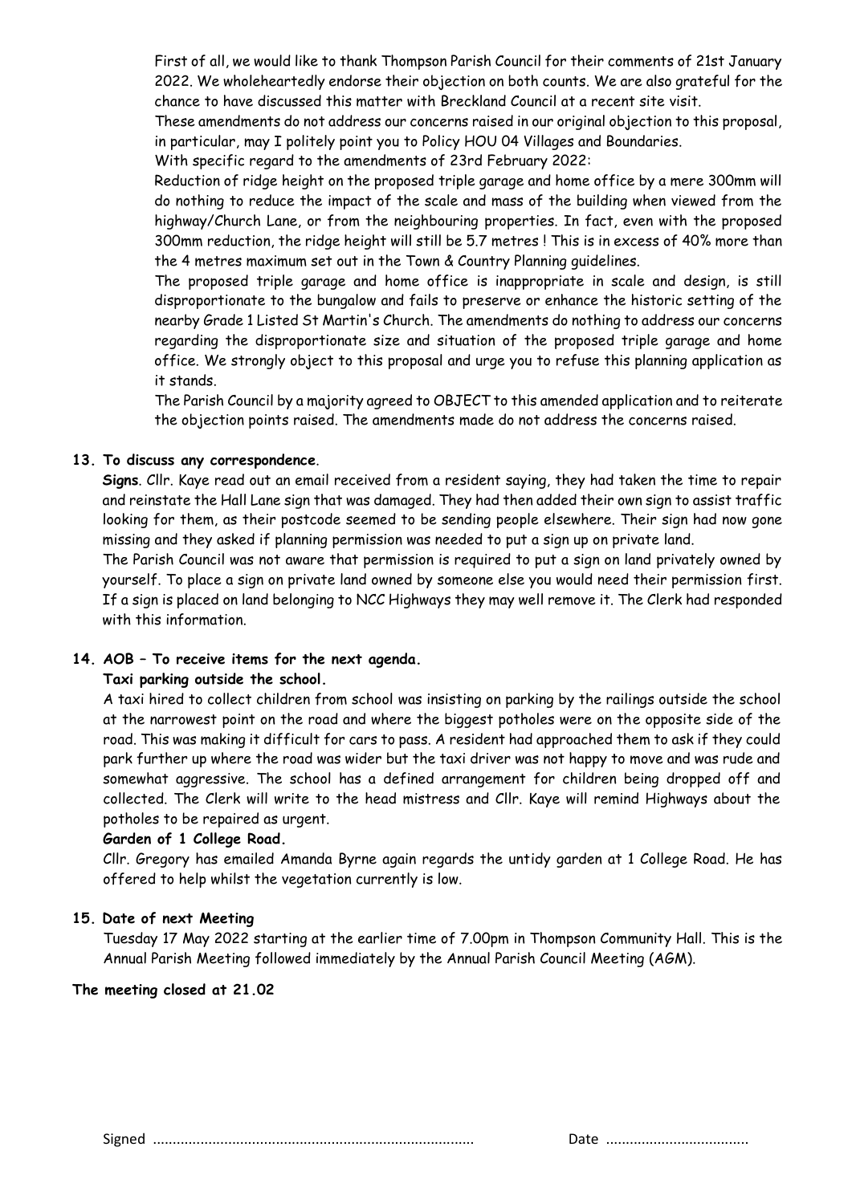First of all, we would like to thank Thompson Parish Council for their comments of 21st January 2022. We wholeheartedly endorse their objection on both counts. We are also grateful for the chance to have discussed this matter with Breckland Council at a recent site visit.

These amendments do not address our concerns raised in our original objection to this proposal, in particular, may I politely point you to Policy HOU 04 Villages and Boundaries.

With specific regard to the amendments of 23rd February 2022:

Reduction of ridge height on the proposed triple garage and home office by a mere 300mm will do nothing to reduce the impact of the scale and mass of the building when viewed from the highway/Church Lane, or from the neighbouring properties. In fact, even with the proposed 300mm reduction, the ridge height will still be 5.7 metres ! This is in excess of 40% more than the 4 metres maximum set out in the Town & Country Planning guidelines.

The proposed triple garage and home office is inappropriate in scale and design, is still disproportionate to the bungalow and fails to preserve or enhance the historic setting of the nearby Grade 1 Listed St Martin's Church. The amendments do nothing to address our concerns regarding the disproportionate size and situation of the proposed triple garage and home office. We strongly object to this proposal and urge you to refuse this planning application as it stands.

The Parish Council by a majority agreed to OBJECT to this amended application and to reiterate the objection points raised. The amendments made do not address the concerns raised.

**13. To discuss any correspondence**.

**Signs**. Cllr. Kaye read out an email received from a resident saying, they had taken the time to repair and reinstate the Hall Lane sign that was damaged. They had then added their own sign to assist traffic looking for them, as their postcode seemed to be sending people elsewhere. Their sign had now gone missing and they asked if planning permission was needed to put a sign up on private land.

The Parish Council was not aware that permission is required to put a sign on land privately owned by yourself. To place a sign on private land owned by someone else you would need their permission first. If a sign is placed on land belonging to NCC Highways they may well remove it. The Clerk had responded with this information.

**14. AOB – To receive items for the next agenda.**

**Taxi parking outside the school.**

A taxi hired to collect children from school was insisting on parking by the railings outside the school at the narrowest point on the road and where the biggest potholes were on the opposite side of the road. This was making it difficult for cars to pass. A resident had approached them to ask if they could park further up where the road was wider but the taxi driver was not happy to move and was rude and somewhat aggressive. The school has a defined arrangement for children being dropped off and collected. The Clerk will write to the head mistress and Cllr. Kaye will remind Highways about the potholes to be repaired as urgent.

**Garden of 1 College Road.**

Cllr. Gregory has emailed Amanda Byrne again regards the untidy garden at 1 College Road. He has offered to help whilst the vegetation currently is low.

**15. Date of next Meeting**

Tuesday 17 May 2022 starting at the earlier time of 7.00pm in Thompson Community Hall. This is the Annual Parish Meeting followed immediately by the Annual Parish Council Meeting (AGM).

**The meeting closed at 21.02**

Signed ................................................................................ Date ...................................